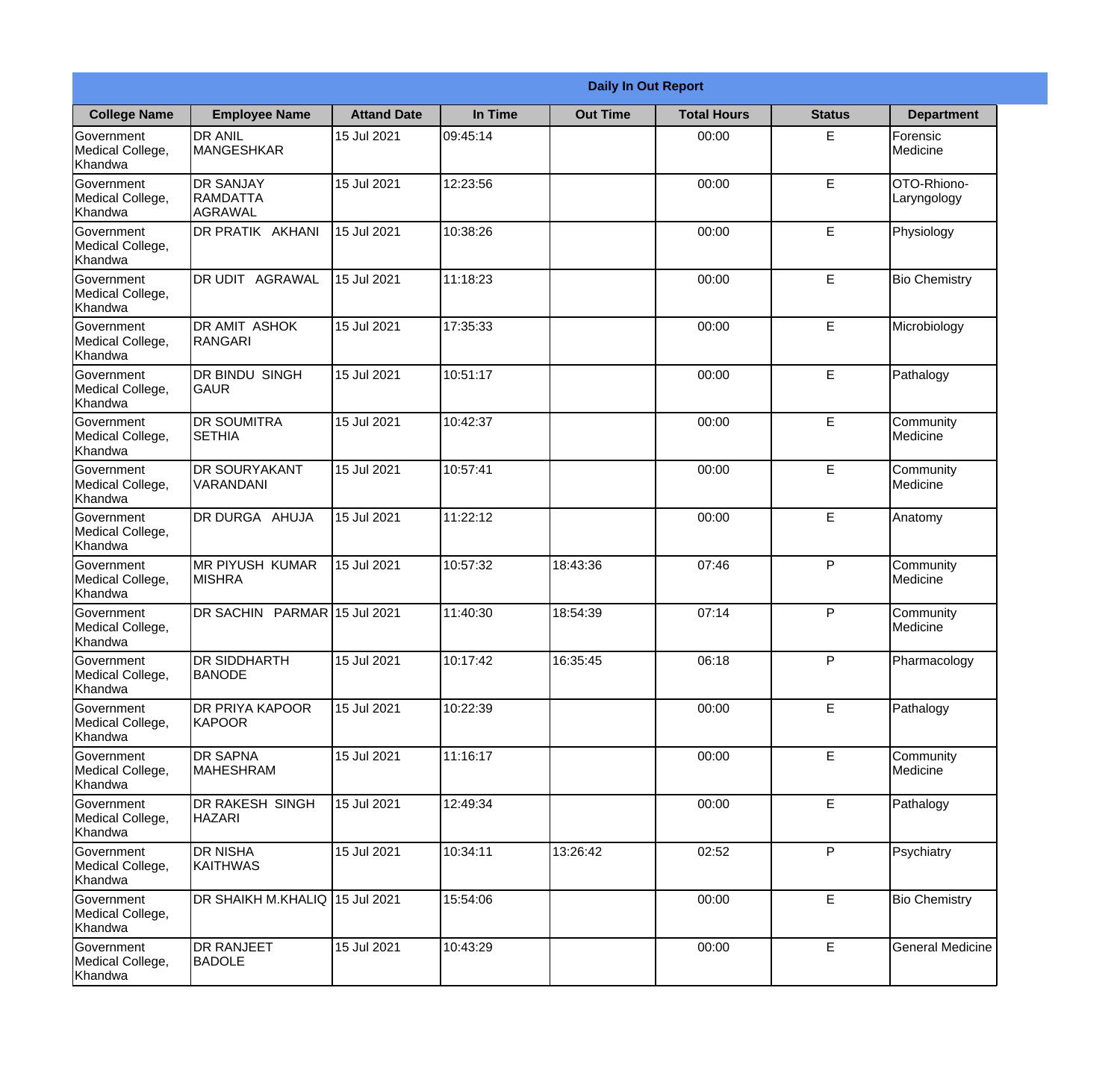| Daily In Out Report | | | | | | | |
|---|---|---|---|---|---|---|---|
| **College Name** | **Employee Name** | **Attand Date** | **In Time** | **Out Time** | **Total Hours** | **Status** | **Department** |
| Government Medical College, Khandwa | DR ANIL MANGESHKAR | 15 Jul 2021 | 09:45:14 | | 00:00 | E | Forensic Medicine |
| Government Medical College, Khandwa | DR SANJAY RAMDATTA AGRAWAL | 15 Jul 2021 | 12:23:56 | | 00:00 | E | OTO-Rhiono-Laryngology |
| Government Medical College, Khandwa | DR PRATIK AKHANI | 15 Jul 2021 | 10:38:26 | | 00:00 | E | Physiology |
| Government Medical College, Khandwa | DR UDIT AGRAWAL | 15 Jul 2021 | 11:18:23 | | 00:00 | E | Bio Chemistry |
| Government Medical College, Khandwa | DR AMIT ASHOK RANGARI | 15 Jul 2021 | 17:35:33 | | 00:00 | E | Microbiology |
| Government Medical College, Khandwa | DR BINDU SINGH GAUR | 15 Jul 2021 | 10:51:17 | | 00:00 | E | Pathalogy |
| Government Medical College, Khandwa | DR SOUMITRA SETHIA | 15 Jul 2021 | 10:42:37 | | 00:00 | E | Community Medicine |
| Government Medical College, Khandwa | DR SOURYAKANT VARANDANI | 15 Jul 2021 | 10:57:41 | | 00:00 | E | Community Medicine |
| Government Medical College, Khandwa | DR DURGA AHUJA | 15 Jul 2021 | 11:22:12 | | 00:00 | E | Anatomy |
| Government Medical College, Khandwa | MR PIYUSH KUMAR MISHRA | 15 Jul 2021 | 10:57:32 | 18:43:36 | 07:46 | P | Community Medicine |
| Government Medical College, Khandwa | DR SACHIN PARMAR | 15 Jul 2021 | 11:40:30 | 18:54:39 | 07:14 | P | Community Medicine |
| Government Medical College, Khandwa | DR SIDDHARTH BANODE | 15 Jul 2021 | 10:17:42 | 16:35:45 | 06:18 | P | Pharmacology |
| Government Medical College, Khandwa | DR PRIYA KAPOOR KAPOOR | 15 Jul 2021 | 10:22:39 | | 00:00 | E | Pathalogy |
| Government Medical College, Khandwa | DR SAPNA MAHESHRAM | 15 Jul 2021 | 11:16:17 | | 00:00 | E | Community Medicine |
| Government Medical College, Khandwa | DR RAKESH SINGH HAZARI | 15 Jul 2021 | 12:49:34 | | 00:00 | E | Pathalogy |
| Government Medical College, Khandwa | DR NISHA KAITHWAS | 15 Jul 2021 | 10:34:11 | 13:26:42 | 02:52 | P | Psychiatry |
| Government Medical College, Khandwa | DR SHAIKH M.KHALIQ | 15 Jul 2021 | 15:54:06 | | 00:00 | E | Bio Chemistry |
| Government Medical College, Khandwa | DR RANJEET BADOLE | 15 Jul 2021 | 10:43:29 | | 00:00 | E | General Medicine |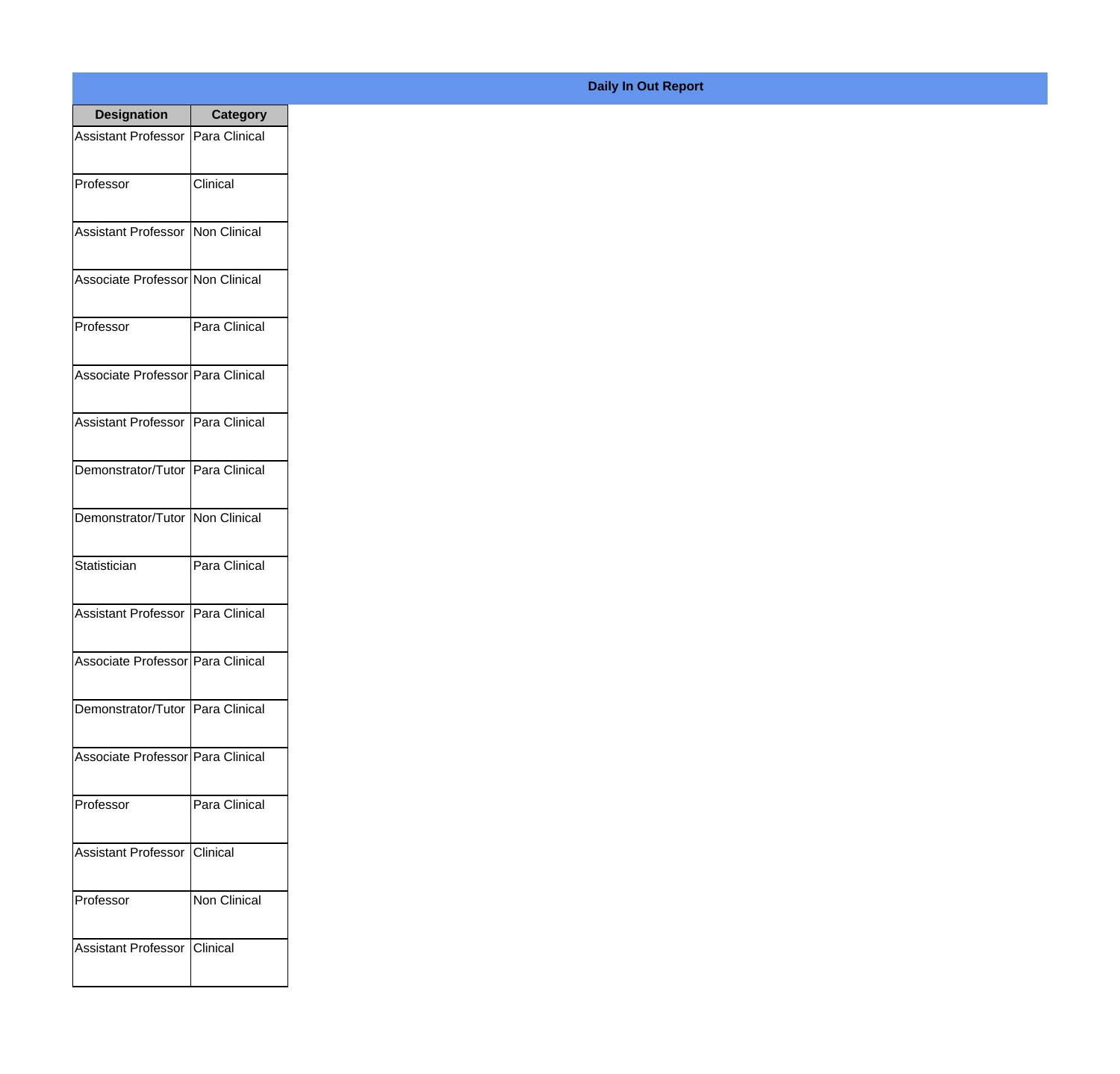**Daily In Out Report**

| Designation | Category |
|---|---|
| Assistant Professor | Para Clinical |
| Professor | Clinical |
| Assistant Professor | Non Clinical |
| Associate Professor | Non Clinical |
| Professor | Para Clinical |
| Associate Professor | Para Clinical |
| Assistant Professor | Para Clinical |
| Demonstrator/Tutor | Para Clinical |
| Demonstrator/Tutor | Non Clinical |
| Statistician | Para Clinical |
| Assistant Professor | Para Clinical |
| Associate Professor | Para Clinical |
| Demonstrator/Tutor | Para Clinical |
| Associate Professor | Para Clinical |
| Professor | Para Clinical |
| Assistant Professor | Clinical |
| Professor | Non Clinical |
| Assistant Professor | Clinical |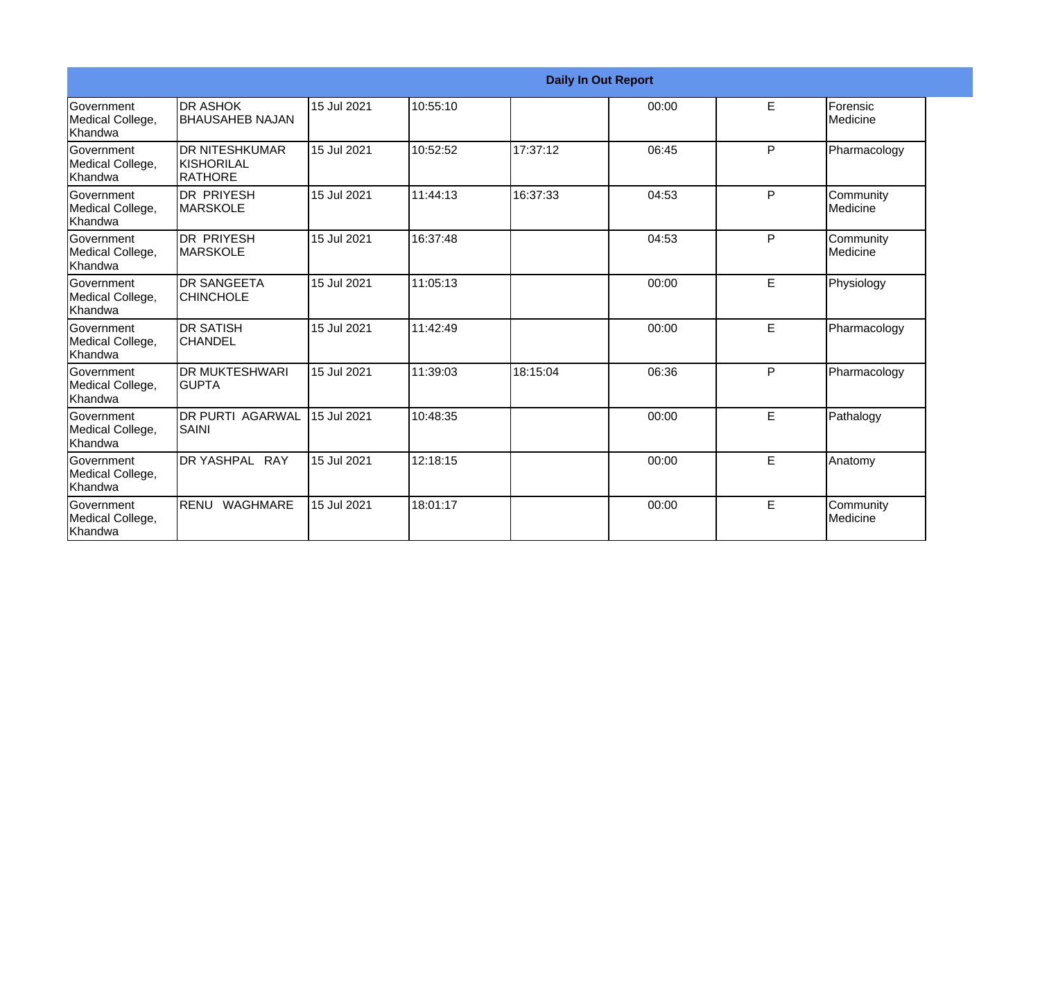| Daily In Out Report | | | | | | | |
|---|---|---|---|---|---|---|---|
| Government Medical College, Khandwa | DR ASHOK BHAUSAHEB NAJAN | 15 Jul 2021 | 10:55:10 | | 00:00 | E | Forensic Medicine |
| Government Medical College, Khandwa | DR NITESHKUMAR KISHORILAL RATHORE | 15 Jul 2021 | 10:52:52 | 17:37:12 | 06:45 | P | Pharmacology |
| Government Medical College, Khandwa | DR PRIYESH MARSKOLE | 15 Jul 2021 | 11:44:13 | 16:37:33 | 04:53 | P | Community Medicine |
| Government Medical College, Khandwa | DR PRIYESH MARSKOLE | 15 Jul 2021 | 16:37:48 | | 04:53 | P | Community Medicine |
| Government Medical College, Khandwa | DR SANGEETA CHINCHOLE | 15 Jul 2021 | 11:05:13 | | 00:00 | E | Physiology |
| Government Medical College, Khandwa | DR SATISH CHANDEL | 15 Jul 2021 | 11:42:49 | | 00:00 | E | Pharmacology |
| Government Medical College, Khandwa | DR MUKTESHWARI GUPTA | 15 Jul 2021 | 11:39:03 | 18:15:04 | 06:36 | P | Pharmacology |
| Government Medical College, Khandwa | DR PURTI AGARWAL SAINI | 15 Jul 2021 | 10:48:35 | | 00:00 | E | Pathalogy |
| Government Medical College, Khandwa | DR YASHPAL RAY | 15 Jul 2021 | 12:18:15 | | 00:00 | E | Anatomy |
| Government Medical College, Khandwa | RENU WAGHMARE | 15 Jul 2021 | 18:01:17 | | 00:00 | E | Community Medicine |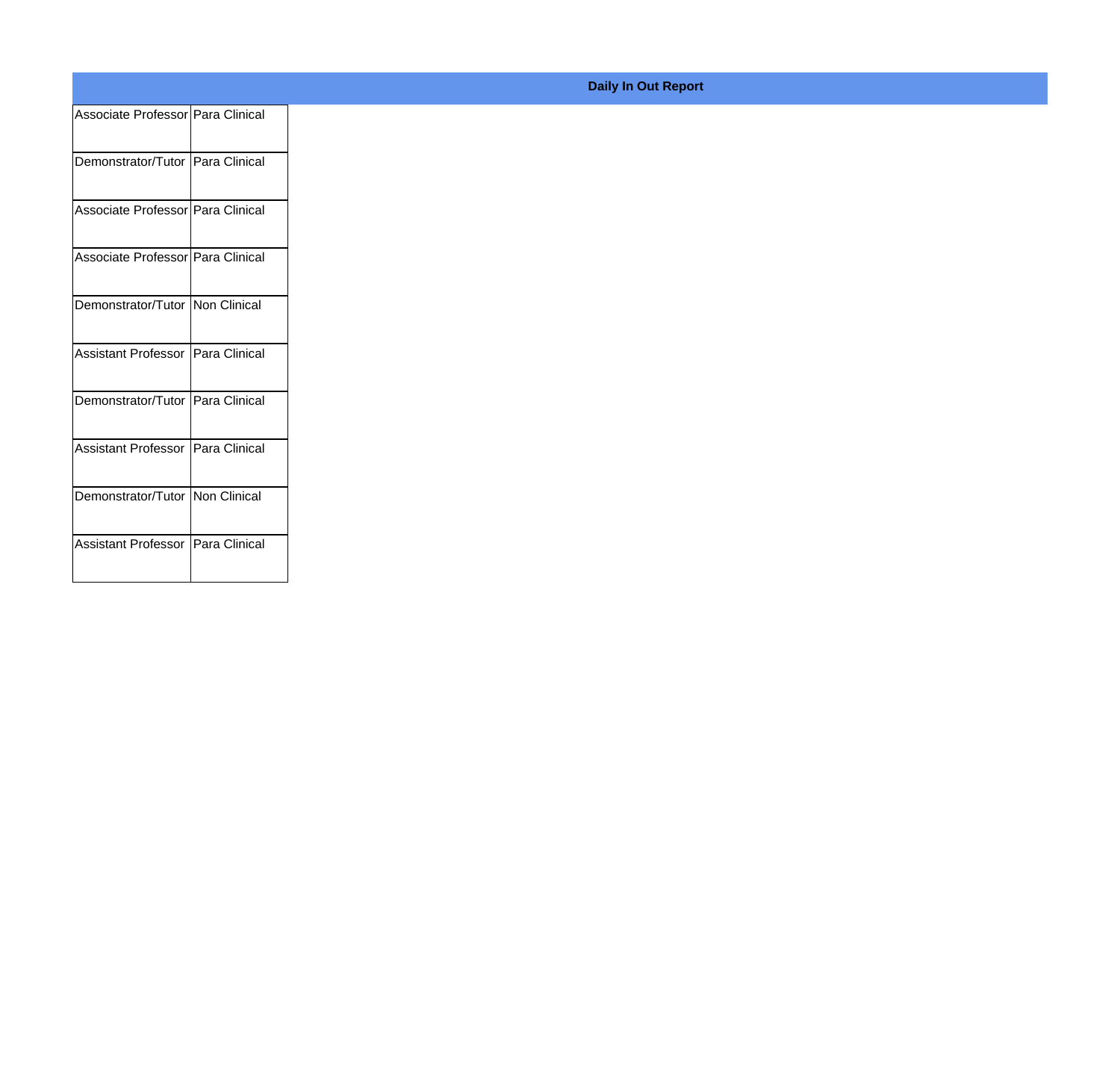**Daily In Out Report**

| | |
|---|---|
| Associate Professor | Para Clinical |
| Demonstrator/Tutor | Para Clinical |
| Associate Professor | Para Clinical |
| Associate Professor | Para Clinical |
| Demonstrator/Tutor | Non Clinical |
| Assistant Professor | Para Clinical |
| Demonstrator/Tutor | Para Clinical |
| Assistant Professor | Para Clinical |
| Demonstrator/Tutor | Non Clinical |
| Assistant Professor | Para Clinical |